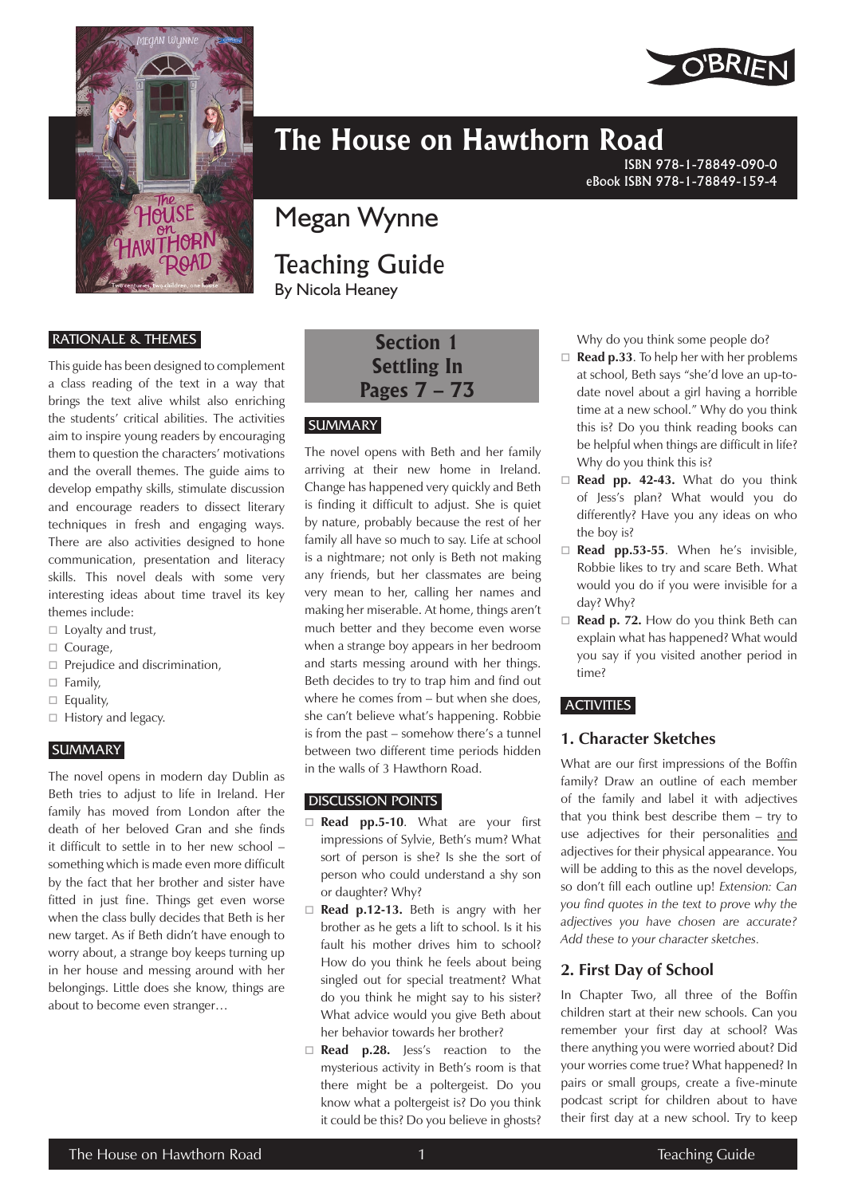# The House on Hawthorn Road

ISBN 978-1-78849-090-0
eBook ISBN 978-1-78849-159-4

## Megan Wynne

## Teaching Guide

By Nicola Heaney

### RATIONALE & THEMES

This guide has been designed to complement a class reading of the text in a way that brings the text alive whilst also enriching the students' critical abilities. The activities aim to inspire young readers by encouraging them to question the characters' motivations and the overall themes. The guide aims to develop empathy skills, stimulate discussion and encourage readers to dissect literary techniques in fresh and engaging ways. There are also activities designed to hone communication, presentation and literacy skills. This novel deals with some very interesting ideas about time travel its key themes include:

- Loyalty and trust,
- Courage,
- Prejudice and discrimination,
- Family,
- Equality,
- History and legacy.

### SUMMARY

The novel opens in modern day Dublin as Beth tries to adjust to life in Ireland. Her family has moved from London after the death of her beloved Gran and she finds it difficult to settle in to her new school – something which is made even more difficult by the fact that her brother and sister have fitted in just fine. Things get even worse when the class bully decides that Beth is her new target. As if Beth didn't have enough to worry about, a strange boy keeps turning up in her house and messing around with her belongings. Little does she know, things are about to become even stranger…

## Section 1 Settling In Pages 7 – 73

### SUMMARY

The novel opens with Beth and her family arriving at their new home in Ireland. Change has happened very quickly and Beth is finding it difficult to adjust. She is quiet by nature, probably because the rest of her family all have so much to say. Life at school is a nightmare; not only is Beth not making any friends, but her classmates are being very mean to her, calling her names and making her miserable. At home, things aren't much better and they become even worse when a strange boy appears in her bedroom and starts messing around with her things. Beth decides to try to trap him and find out where he comes from – but when she does, she can't believe what's happening. Robbie is from the past – somehow there's a tunnel between two different time periods hidden in the walls of 3 Hawthorn Road.

### DISCUSSION POINTS

- **Read pp.5-10**. What are your first impressions of Sylvie, Beth's mum? What sort of person is she? Is she the sort of person who could understand a shy son or daughter? Why?
- **Read p.12-13.** Beth is angry with her brother as he gets a lift to school. Is it his fault his mother drives him to school? How do you think he feels about being singled out for special treatment? What do you think he might say to his sister? What advice would you give Beth about her behavior towards her brother?
- **Read p.28.** Jess's reaction to the mysterious activity in Beth's room is that there might be a poltergeist. Do you know what a poltergeist is? Do you think it could be this? Do you believe in ghosts? Why do you think some people do?
- **Read p.33**. To help her with her problems at school, Beth says "she'd love an up-to-date novel about a girl having a horrible time at a new school." Why do you think this is? Do you think reading books can be helpful when things are difficult in life? Why do you think this is?
- **Read pp. 42-43.** What do you think of Jess's plan? What would you do differently? Have you any ideas on who the boy is?
- **Read pp.53-55**. When he's invisible, Robbie likes to try and scare Beth. What would you do if you were invisible for a day? Why?
- **Read p. 72.** How do you think Beth can explain what has happened? What would you say if you visited another period in time?

### ACTIVITIES

#### 1. Character Sketches

What are our first impressions of the Boffin family? Draw an outline of each member of the family and label it with adjectives that you think best describe them – try to use adjectives for their personalities and adjectives for their physical appearance. You will be adding to this as the novel develops, so don't fill each outline up! *Extension: Can you find quotes in the text to prove why the adjectives you have chosen are accurate? Add these to your character sketches.*

#### 2. First Day of School

In Chapter Two, all three of the Boffin children start at their new schools. Can you remember your first day at school? Was there anything you were worried about? Did your worries come true? What happened? In pairs or small groups, create a five-minute podcast script for children about to have their first day at a new school. Try to keep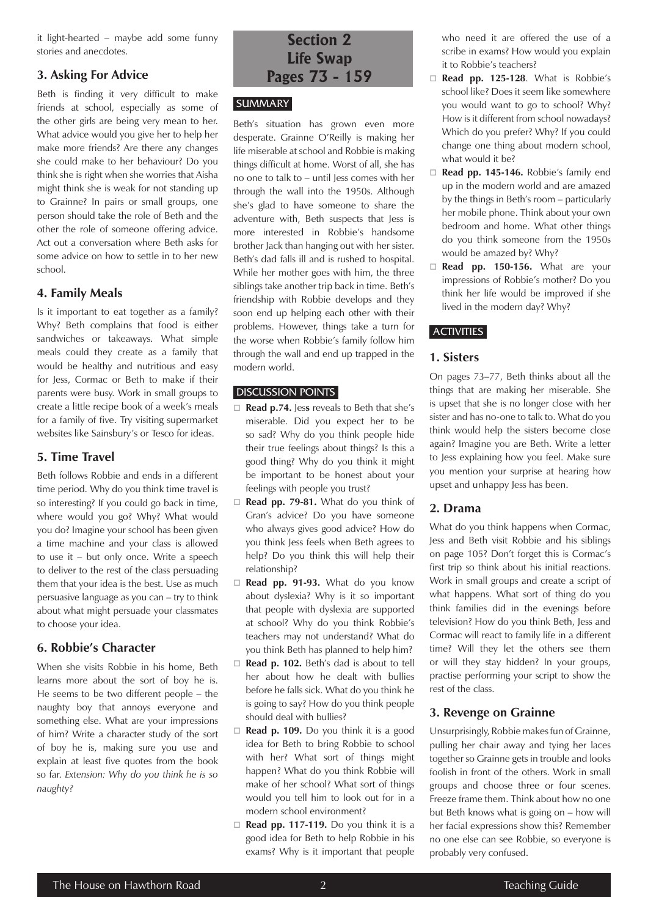it light-hearted – maybe add some funny stories and anecdotes.

### 3. Asking For Advice

Beth is finding it very difficult to make friends at school, especially as some of the other girls are being very mean to her. What advice would you give her to help her make more friends? Are there any changes she could make to her behaviour? Do you think she is right when she worries that Aisha might think she is weak for not standing up to Grainne? In pairs or small groups, one person should take the role of Beth and the other the role of someone offering advice. Act out a conversation where Beth asks for some advice on how to settle in to her new school.

### 4. Family Meals

Is it important to eat together as a family? Why? Beth complains that food is either sandwiches or takeaways. What simple meals could they create as a family that would be healthy and nutritious and easy for Jess, Cormac or Beth to make if their parents were busy. Work in small groups to create a little recipe book of a week's meals for a family of five. Try visiting supermarket websites like Sainsbury's or Tesco for ideas.

### 5. Time Travel

Beth follows Robbie and ends in a different time period. Why do you think time travel is so interesting? If you could go back in time, where would you go? Why? What would you do? Imagine your school has been given a time machine and your class is allowed to use it – but only once. Write a speech to deliver to the rest of the class persuading them that your idea is the best. Use as much persuasive language as you can – try to think about what might persuade your classmates to choose your idea.

### 6. Robbie's Character

When she visits Robbie in his home, Beth learns more about the sort of boy he is. He seems to be two different people – the naughty boy that annoys everyone and something else. What are your impressions of him? Write a character study of the sort of boy he is, making sure you use and explain at least five quotes from the book so far. *Extension: Why do you think he is so naughty?*

## Section 2
## Life Swap
## Pages 73 - 159

### SUMMARY

Beth's situation has grown even more desperate. Grainne O'Reilly is making her life miserable at school and Robbie is making things difficult at home. Worst of all, she has no one to talk to – until Jess comes with her through the wall into the 1950s. Although she's glad to have someone to share the adventure with, Beth suspects that Jess is more interested in Robbie's handsome brother Jack than hanging out with her sister. Beth's dad falls ill and is rushed to hospital. While her mother goes with him, the three siblings take another trip back in time. Beth's friendship with Robbie develops and they soon end up helping each other with their problems. However, things take a turn for the worse when Robbie's family follow him through the wall and end up trapped in the modern world.

### DISCUSSION POINTS

- **Read p.74.** Jess reveals to Beth that she's miserable. Did you expect her to be so sad? Why do you think people hide their true feelings about things? Is this a good thing? Why do you think it might be important to be honest about your feelings with people you trust?
- **Read pp. 79-81.** What do you think of Gran's advice? Do you have someone who always gives good advice? How do you think Jess feels when Beth agrees to help? Do you think this will help their relationship?
- **Read pp. 91-93.** What do you know about dyslexia? Why is it so important that people with dyslexia are supported at school? Why do you think Robbie's teachers may not understand? What do you think Beth has planned to help him?
- **Read p. 102.** Beth's dad is about to tell her about how he dealt with bullies before he falls sick. What do you think he is going to say? How do you think people should deal with bullies?
- **Read p. 109.** Do you think it is a good idea for Beth to bring Robbie to school with her? What sort of things might happen? What do you think Robbie will make of her school? What sort of things would you tell him to look out for in a modern school environment?
- **Read pp. 117-119.** Do you think it is a good idea for Beth to help Robbie in his exams? Why is it important that people who need it are offered the use of a scribe in exams? How would you explain it to Robbie's teachers?
- **Read pp. 125-128**. What is Robbie's school like? Does it seem like somewhere you would want to go to school? Why? How is it different from school nowadays? Which do you prefer? Why? If you could change one thing about modern school, what would it be?
- **Read pp. 145-146.** Robbie's family end up in the modern world and are amazed by the things in Beth's room – particularly her mobile phone. Think about your own bedroom and home. What other things do you think someone from the 1950s would be amazed by? Why?
- **Read pp. 150-156.** What are your impressions of Robbie's mother? Do you think her life would be improved if she lived in the modern day? Why?

### ACTIVITIES

### 1. Sisters

On pages 73–77, Beth thinks about all the things that are making her miserable. She is upset that she is no longer close with her sister and has no-one to talk to. What do you think would help the sisters become close again? Imagine you are Beth. Write a letter to Jess explaining how you feel. Make sure you mention your surprise at hearing how upset and unhappy Jess has been.

### 2. Drama

What do you think happens when Cormac, Jess and Beth visit Robbie and his siblings on page 105? Don't forget this is Cormac's first trip so think about his initial reactions. Work in small groups and create a script of what happens. What sort of thing do you think families did in the evenings before television? How do you think Beth, Jess and Cormac will react to family life in a different time? Will they let the others see them or will they stay hidden? In your groups, practise performing your script to show the rest of the class.

### 3. Revenge on Grainne

Unsurprisingly, Robbie makes fun of Grainne, pulling her chair away and tying her laces together so Grainne gets in trouble and looks foolish in front of the others. Work in small groups and choose three or four scenes. Freeze frame them. Think about how no one but Beth knows what is going on – how will her facial expressions show this? Remember no one else can see Robbie, so everyone is probably very confused.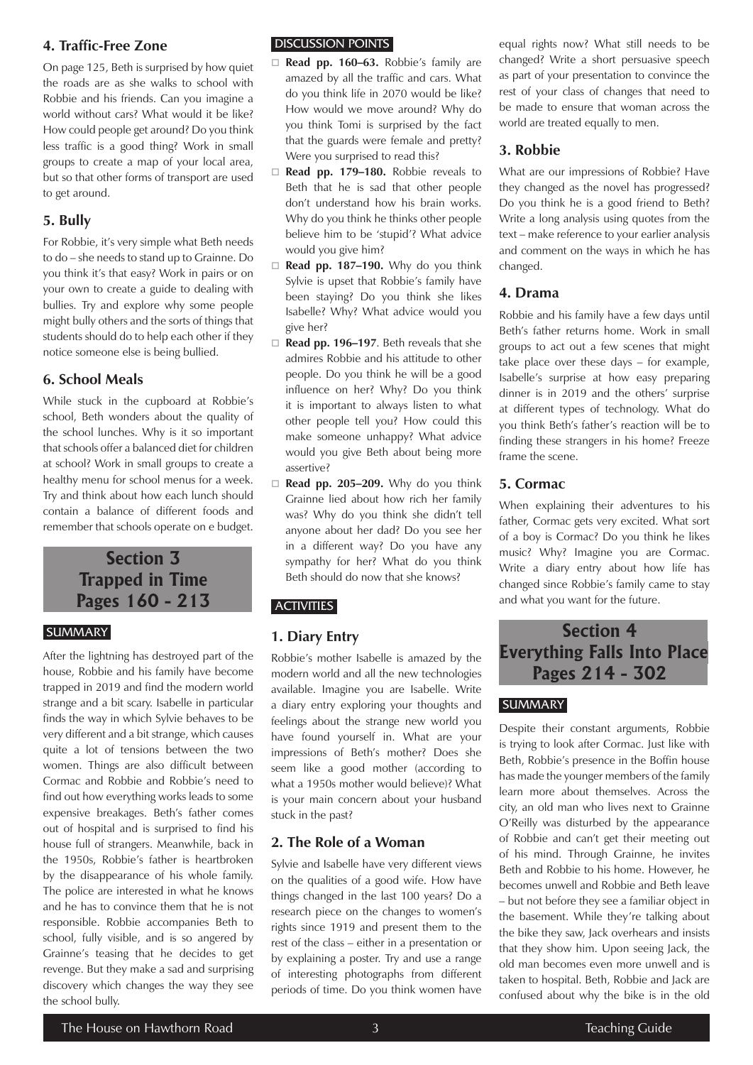### 4. Traffic-Free Zone

On page 125, Beth is surprised by how quiet the roads are as she walks to school with Robbie and his friends. Can you imagine a world without cars? What would it be like? How could people get around? Do you think less traffic is a good thing? Work in small groups to create a map of your local area, but so that other forms of transport are used to get around.

### 5. Bully

For Robbie, it's very simple what Beth needs to do – she needs to stand up to Grainne. Do you think it's that easy? Work in pairs or on your own to create a guide to dealing with bullies. Try and explore why some people might bully others and the sorts of things that students should do to help each other if they notice someone else is being bullied.

### 6. School Meals

While stuck in the cupboard at Robbie's school, Beth wonders about the quality of the school lunches. Why is it so important that schools offer a balanced diet for children at school? Work in small groups to create a healthy menu for school menus for a week. Try and think about how each lunch should contain a balance of different foods and remember that schools operate on e budget.

## Section 3 Trapped in Time Pages 160 - 213

### SUMMARY

After the lightning has destroyed part of the house, Robbie and his family have become trapped in 2019 and find the modern world strange and a bit scary. Isabelle in particular finds the way in which Sylvie behaves to be very different and a bit strange, which causes quite a lot of tensions between the two women. Things are also difficult between Cormac and Robbie and Robbie's need to find out how everything works leads to some expensive breakages. Beth's father comes out of hospital and is surprised to find his house full of strangers. Meanwhile, back in the 1950s, Robbie's father is heartbroken by the disappearance of his whole family. The police are interested in what he knows and he has to convince them that he is not responsible. Robbie accompanies Beth to school, fully visible, and is so angered by Grainne's teasing that he decides to get revenge. But they make a sad and surprising discovery which changes the way they see the school bully.

### DISCUSSION POINTS

- **Read pp. 160–63.** Robbie's family are amazed by all the traffic and cars. What do you think life in 2070 would be like? How would we move around? Why do you think Tomi is surprised by the fact that the guards were female and pretty? Were you surprised to read this?
- **Read pp. 179–180.** Robbie reveals to Beth that he is sad that other people don't understand how his brain works. Why do you think he thinks other people believe him to be 'stupid'? What advice would you give him?
- **Read pp. 187–190.** Why do you think Sylvie is upset that Robbie's family have been staying? Do you think she likes Isabelle? Why? What advice would you give her?
- **Read pp. 196–197**. Beth reveals that she admires Robbie and his attitude to other people. Do you think he will be a good influence on her? Why? Do you think it is important to always listen to what other people tell you? How could this make someone unhappy? What advice would you give Beth about being more assertive?
- **Read pp. 205–209.** Why do you think Grainne lied about how rich her family was? Why do you think she didn't tell anyone about her dad? Do you see her in a different way? Do you have any sympathy for her? What do you think Beth should do now that she knows?

### ACTIVITIES

### 1. Diary Entry

Robbie's mother Isabelle is amazed by the modern world and all the new technologies available. Imagine you are Isabelle. Write a diary entry exploring your thoughts and feelings about the strange new world you have found yourself in. What are your impressions of Beth's mother? Does she seem like a good mother (according to what a 1950s mother would believe)? What is your main concern about your husband stuck in the past?

### 2. The Role of a Woman

Sylvie and Isabelle have very different views on the qualities of a good wife. How have things changed in the last 100 years? Do a research piece on the changes to women's rights since 1919 and present them to the rest of the class – either in a presentation or by explaining a poster. Try and use a range of interesting photographs from different periods of time. Do you think women have equal rights now? What still needs to be changed? Write a short persuasive speech as part of your presentation to convince the rest of your class of changes that need to be made to ensure that woman across the world are treated equally to men.

### 3. Robbie

What are our impressions of Robbie? Have they changed as the novel has progressed? Do you think he is a good friend to Beth? Write a long analysis using quotes from the text – make reference to your earlier analysis and comment on the ways in which he has changed.

### 4. Drama

Robbie and his family have a few days until Beth's father returns home. Work in small groups to act out a few scenes that might take place over these days – for example, Isabelle's surprise at how easy preparing dinner is in 2019 and the others' surprise at different types of technology. What do you think Beth's father's reaction will be to finding these strangers in his home? Freeze frame the scene.

### 5. Cormac

When explaining their adventures to his father, Cormac gets very excited. What sort of a boy is Cormac? Do you think he likes music? Why? Imagine you are Cormac. Write a diary entry about how life has changed since Robbie's family came to stay and what you want for the future.

## Section 4 Everything Falls Into Place Pages 214 - 302

### SUMMARY

Despite their constant arguments, Robbie is trying to look after Cormac. Just like with Beth, Robbie's presence in the Boffin house has made the younger members of the family learn more about themselves. Across the city, an old man who lives next to Grainne O'Reilly was disturbed by the appearance of Robbie and can't get their meeting out of his mind. Through Grainne, he invites Beth and Robbie to his home. However, he becomes unwell and Robbie and Beth leave – but not before they see a familiar object in the basement. While they're talking about the bike they saw, Jack overhears and insists that they show him. Upon seeing Jack, the old man becomes even more unwell and is taken to hospital. Beth, Robbie and Jack are confused about why the bike is in the old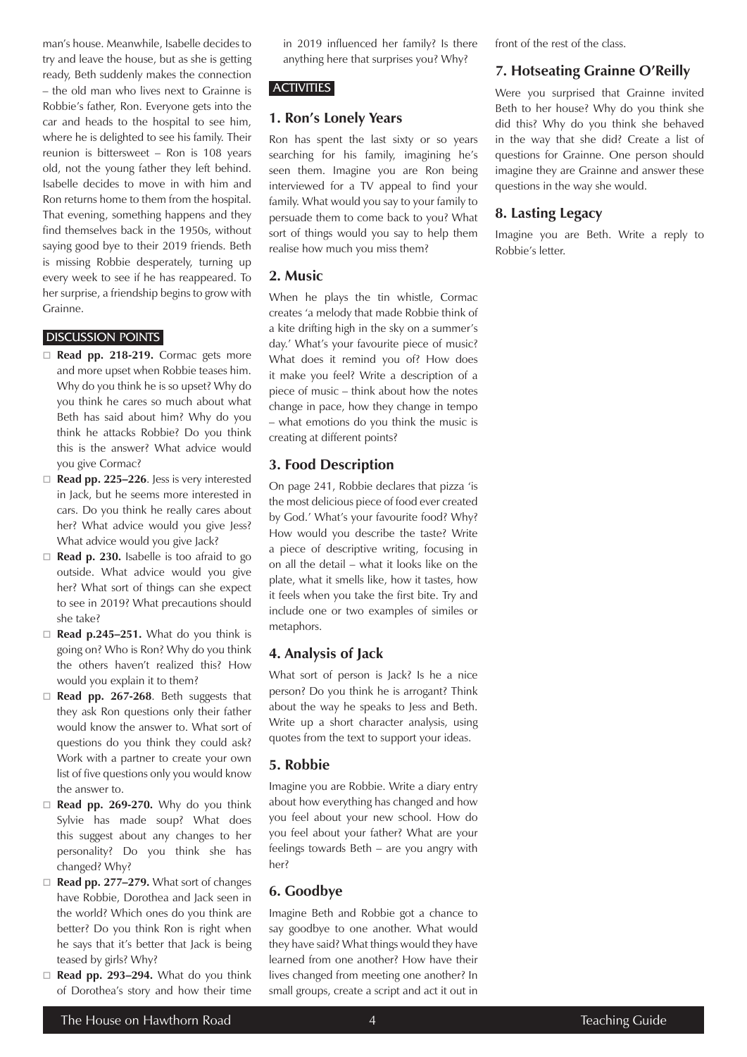man's house. Meanwhile, Isabelle decides to try and leave the house, but as she is getting ready, Beth suddenly makes the connection – the old man who lives next to Grainne is Robbie's father, Ron. Everyone gets into the car and heads to the hospital to see him, where he is delighted to see his family. Their reunion is bittersweet – Ron is 108 years old, not the young father they left behind. Isabelle decides to move in with him and Ron returns home to them from the hospital. That evening, something happens and they find themselves back in the 1950s, without saying good bye to their 2019 friends. Beth is missing Robbie desperately, turning up every week to see if he has reappeared. To her surprise, a friendship begins to grow with Grainne.

## DISCUSSION POINTS

- **Read pp. 218-219.** Cormac gets more and more upset when Robbie teases him. Why do you think he is so upset? Why do you think he cares so much about what Beth has said about him? Why do you think he attacks Robbie? Do you think this is the answer? What advice would you give Cormac?
- **Read pp. 225–226**. Jess is very interested in Jack, but he seems more interested in cars. Do you think he really cares about her? What advice would you give Jess? What advice would you give Jack?
- **Read p. 230.** Isabelle is too afraid to go outside. What advice would you give her? What sort of things can she expect to see in 2019? What precautions should she take?
- **Read p.245–251.** What do you think is going on? Who is Ron? Why do you think the others haven't realized this? How would you explain it to them?
- **Read pp. 267-268**. Beth suggests that they ask Ron questions only their father would know the answer to. What sort of questions do you think they could ask? Work with a partner to create your own list of five questions only you would know the answer to.
- **Read pp. 269-270.** Why do you think Sylvie has made soup? What does this suggest about any changes to her personality? Do you think she has changed? Why?
- **Read pp. 277–279.** What sort of changes have Robbie, Dorothea and Jack seen in the world? Which ones do you think are better? Do you think Ron is right when he says that it's better that Jack is being teased by girls? Why?
- **Read pp. 293–294.** What do you think of Dorothea's story and how their time in 2019 influenced her family? Is there anything here that surprises you? Why?

## ACTIVITIES

### 1. Ron's Lonely Years

Ron has spent the last sixty or so years searching for his family, imagining he's seen them. Imagine you are Ron being interviewed for a TV appeal to find your family. What would you say to your family to persuade them to come back to you? What sort of things would you say to help them realise how much you miss them?

### 2. Music

When he plays the tin whistle, Cormac creates 'a melody that made Robbie think of a kite drifting high in the sky on a summer's day.' What's your favourite piece of music? What does it remind you of? How does it make you feel? Write a description of a piece of music – think about how the notes change in pace, how they change in tempo – what emotions do you think the music is creating at different points?

### 3. Food Description

On page 241, Robbie declares that pizza 'is the most delicious piece of food ever created by God.' What's your favourite food? Why? How would you describe the taste? Write a piece of descriptive writing, focusing in on all the detail – what it looks like on the plate, what it smells like, how it tastes, how it feels when you take the first bite. Try and include one or two examples of similes or metaphors.

### 4. Analysis of Jack

What sort of person is Jack? Is he a nice person? Do you think he is arrogant? Think about the way he speaks to Jess and Beth. Write up a short character analysis, using quotes from the text to support your ideas.

### 5. Robbie

Imagine you are Robbie. Write a diary entry about how everything has changed and how you feel about your new school. How do you feel about your father? What are your feelings towards Beth – are you angry with her?

### 6. Goodbye

Imagine Beth and Robbie got a chance to say goodbye to one another. What would they have said? What things would they have learned from one another? How have their lives changed from meeting one another? In small groups, create a script and act it out in front of the rest of the class.

### 7. Hotseating Grainne O'Reilly

Were you surprised that Grainne invited Beth to her house? Why do you think she did this? Why do you think she behaved in the way that she did? Create a list of questions for Grainne. One person should imagine they are Grainne and answer these questions in the way she would.

### 8. Lasting Legacy

Imagine you are Beth. Write a reply to Robbie's letter.